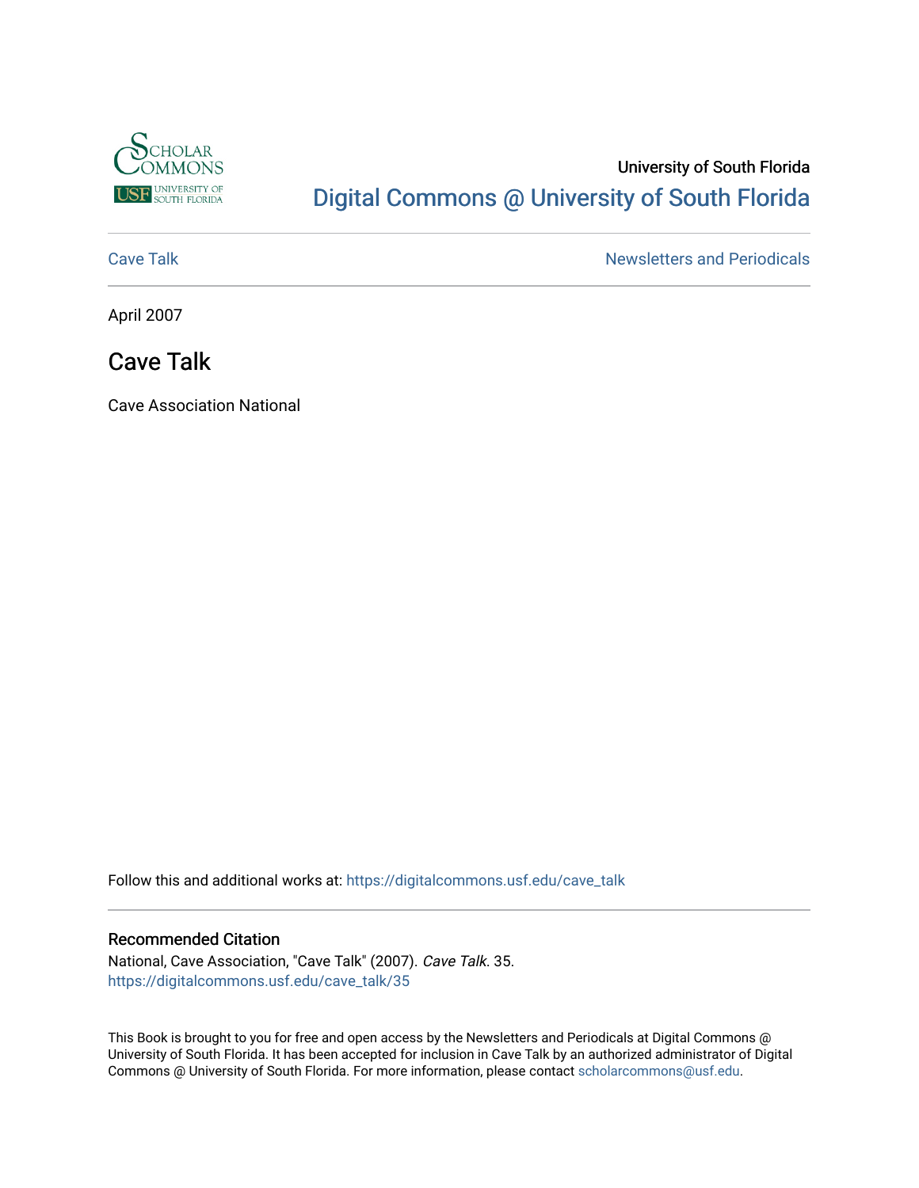University of South Florida

# Digital Commons @ University of South Florida

Cave Talk | Newsletters and Periodicals

April 2007

## Cave Talk

Cave Association National

Follow this and additional works at: https://digitalcommons.usf.edu/cave_talk

### Recommended Citation

National, Cave Association, "Cave Talk" (2007). *Cave Talk*. 35.
https://digitalcommons.usf.edu/cave_talk/35

This Book is brought to you for free and open access by the Newsletters and Periodicals at Digital Commons @ University of South Florida. It has been accepted for inclusion in Cave Talk by an authorized administrator of Digital Commons @ University of South Florida. For more information, please contact scholarcommons@usf.edu.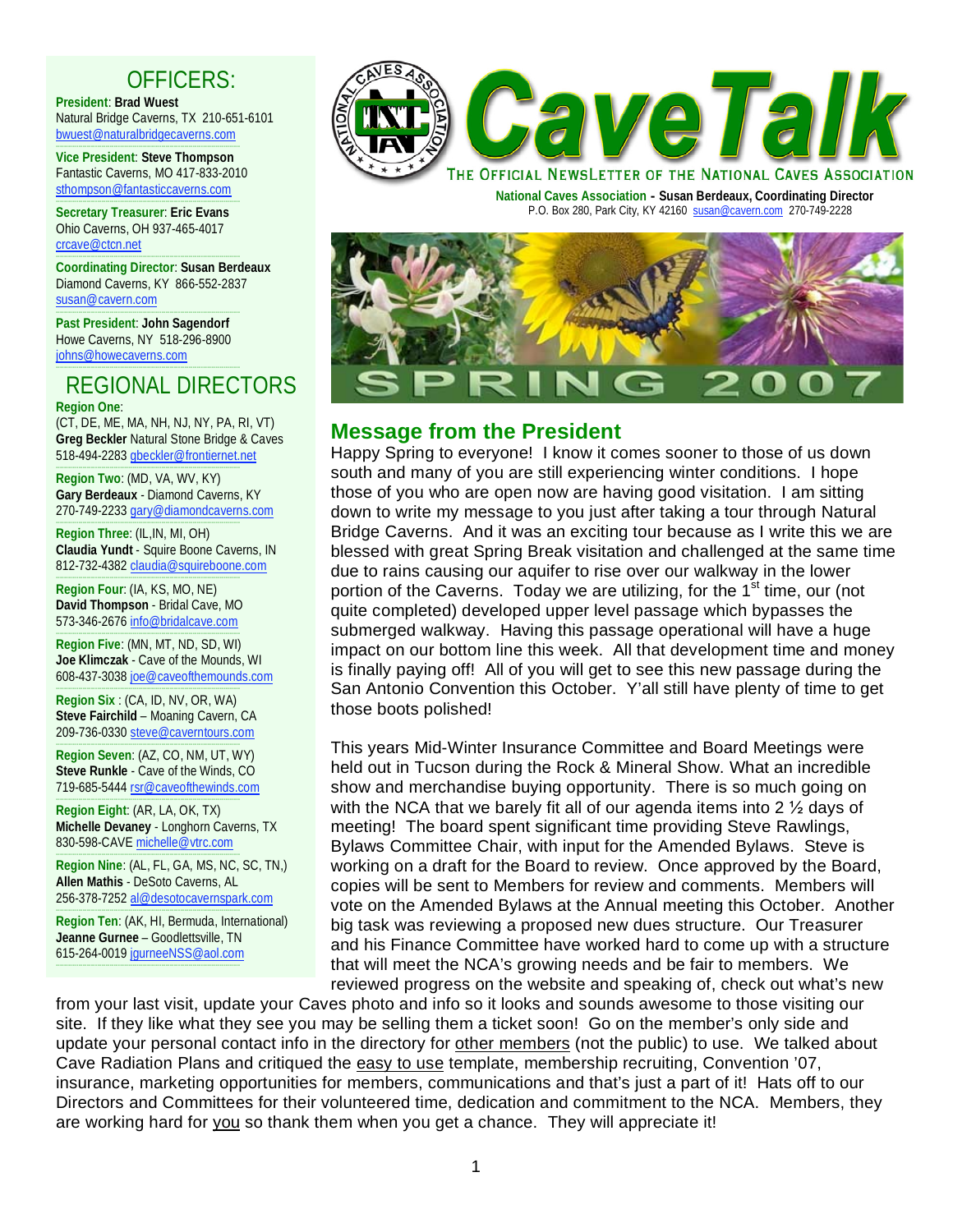# CaveTalk

THE OFFICIAL NEWSLETTER OF THE NATIONAL CAVES ASSOCIATION

**National Caves Association - Susan Berdeaux, Coordinating Director**
P.O. Box 280, Park City, KY 42160 susan@cavern.com 270-749-2228

SPRING 2007

## OFFICERS:

**President**: **Brad Wuest**
Natural Bridge Caverns, TX 210-651-6101
bwuest@naturalbridgecaverns.com

**Vice President**: **Steve Thompson**
Fantastic Caverns, MO 417-833-2010
sthompson@fantasticcaverns.com

**Secretary Treasurer**: **Eric Evans**
Ohio Caverns, OH 937-465-4017
crcave@ctcn.net

**Coordinating Director**: **Susan Berdeaux**
Diamond Caverns, KY 866-552-2837
susan@cavern.com

**Past President**: **John Sagendorf**
Howe Caverns, NY 518-296-8900
johns@howecaverns.com

## REGIONAL DIRECTORS

**Region One**:
(CT, DE, ME, MA, NH, NJ, NY, PA, RI, VT)
**Greg Beckler** Natural Stone Bridge & Caves
518-494-2283 gbeckler@frontiernet.net

**Region Two**: (MD, VA, WV, KY)
**Gary Berdeaux** - Diamond Caverns, KY
270-749-2233 gary@diamondcaverns.com

**Region Three**: (IL,IN, MI, OH)
**Claudia Yundt** - Squire Boone Caverns, IN
812-732-4382 claudia@squireboone.com

**Region Four**: (IA, KS, MO, NE)
**David Thompson** - Bridal Cave, MO
573-346-2676 info@bridalcave.com

**Region Five**: (MN, MT, ND, SD, WI)
**Joe Klimczak** - Cave of the Mounds, WI
608-437-3038 joe@caveofthemounds.com

**Region Six** : (CA, ID, NV, OR, WA)
**Steve Fairchild** – Moaning Cavern, CA
209-736-0330 steve@caverntours.com

**Region Seven**: (AZ, CO, NM, UT, WY)
**Steve Runkle** - Cave of the Winds, CO
719-685-5444 rsr@caveofthewinds.com

**Region Eight**: (AR, LA, OK, TX)
**Michelle Devaney** - Longhorn Caverns, TX
830-598-CAVE michelle@vtrc.com

**Region Nine**: (AL, FL, GA, MS, NC, SC, TN,)
**Allen Mathis** - DeSoto Caverns, AL
256-378-7252 al@desotocavernspark.com

**Region Ten**: (AK, HI, Bermuda, International)
**Jeanne Gurnee** – Goodlettsville, TN
615-264-0019 jgurneeNSS@aol.com

## Message from the President

Happy Spring to everyone! I know it comes sooner to those of us down south and many of you are still experiencing winter conditions. I hope those of you who are open now are having good visitation. I am sitting down to write my message to you just after taking a tour through Natural Bridge Caverns. And it was an exciting tour because as I write this we are blessed with great Spring Break visitation and challenged at the same time due to rains causing our aquifer to rise over our walkway in the lower portion of the Caverns. Today we are utilizing, for the 1st time, our (not quite completed) developed upper level passage which bypasses the submerged walkway. Having this passage operational will have a huge impact on our bottom line this week. All that development time and money is finally paying off! All of you will get to see this new passage during the San Antonio Convention this October. Y'all still have plenty of time to get those boots polished!

This years Mid-Winter Insurance Committee and Board Meetings were held out in Tucson during the Rock & Mineral Show. What an incredible show and merchandise buying opportunity. There is so much going on with the NCA that we barely fit all of our agenda items into 2 ½ days of meeting! The board spent significant time providing Steve Rawlings, Bylaws Committee Chair, with input for the Amended Bylaws. Steve is working on a draft for the Board to review. Once approved by the Board, copies will be sent to Members for review and comments. Members will vote on the Amended Bylaws at the Annual meeting this October. Another big task was reviewing a proposed new dues structure. Our Treasurer and his Finance Committee have worked hard to come up with a structure that will meet the NCA's growing needs and be fair to members. We reviewed progress on the website and speaking of, check out what's new from your last visit, update your Caves photo and info so it looks and sounds awesome to those visiting our site. If they like what they see you may be selling them a ticket soon! Go on the member's only side and update your personal contact info in the directory for other members (not the public) to use. We talked about Cave Radiation Plans and critiqued the easy to use template, membership recruiting, Convention '07, insurance, marketing opportunities for members, communications and that's just a part of it! Hats off to our Directors and Committees for their volunteered time, dedication and commitment to the NCA. Members, they are working hard for you so thank them when you get a chance. They will appreciate it!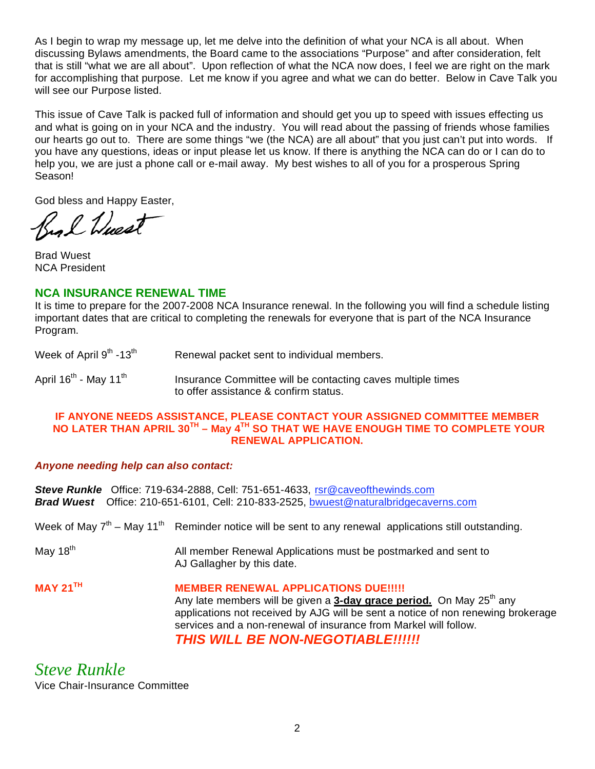As I begin to wrap my message up, let me delve into the definition of what your NCA is all about. When discussing Bylaws amendments, the Board came to the associations "Purpose" and after consideration, felt that is still "what we are all about". Upon reflection of what the NCA now does, I feel we are right on the mark for accomplishing that purpose. Let me know if you agree and what we can do better. Below in Cave Talk you will see our Purpose listed.

This issue of Cave Talk is packed full of information and should get you up to speed with issues effecting us and what is going on in your NCA and the industry. You will read about the passing of friends whose families our hearts go out to. There are some things "we (the NCA) are all about" that you just can't put into words. If you have any questions, ideas or input please let us know. If there is anything the NCA can do or I can do to help you, we are just a phone call or e-mail away. My best wishes to all of you for a prosperous Spring Season!

God bless and Happy Easter,

Brad Wuest

Brad Wuest
NCA President

## NCA INSURANCE RENEWAL TIME

It is time to prepare for the 2007-2008 NCA Insurance renewal. In the following you will find a schedule listing important dates that are critical to completing the renewals for everyone that is part of the NCA Insurance Program.

Week of April 9th -13th — Renewal packet sent to individual members.

April 16th - May 11th — Insurance Committee will be contacting caves multiple times to offer assistance & confirm status.

**IF ANYONE NEEDS ASSISTANCE, PLEASE CONTACT YOUR ASSIGNED COMMITTEE MEMBER NO LATER THAN APRIL 30TH – May 4TH SO THAT WE HAVE ENOUGH TIME TO COMPLETE YOUR RENEWAL APPLICATION.**

***Anyone needing help can also contact:***

***Steve Runkle*** Office: 719-634-2888, Cell: 751-651-4633, rsr@caveofthewinds.com
***Brad Wuest*** Office: 210-651-6101, Cell: 210-833-2525, bwuest@naturalbridgecaverns.com

Week of May 7th – May 11th — Reminder notice will be sent to any renewal applications still outstanding.

May 18th — All member Renewal Applications must be postmarked and sent to AJ Gallagher by this date.

**MAY 21ST** — **MEMBER RENEWAL APPLICATIONS DUE!!!!!**
Any late members will be given a **3-day grace period.** On May 25th any applications not received by AJG will be sent a notice of non renewing brokerage services and a non-renewal of insurance from Markel will follow.
***THIS WILL BE NON-NEGOTIABLE!!!!!!***

*Steve Runkle*
Vice Chair-Insurance Committee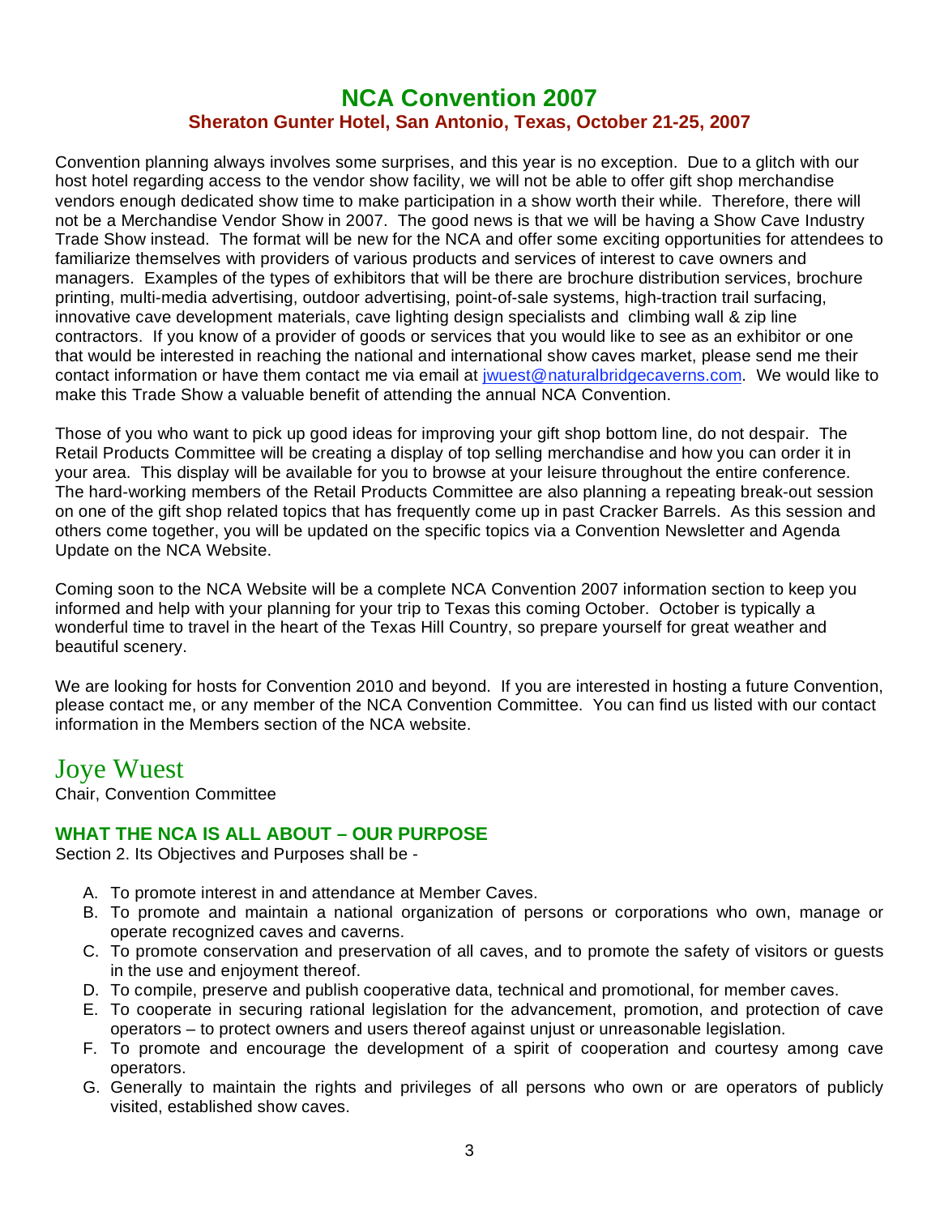# NCA Convention 2007

## Sheraton Gunter Hotel, San Antonio, Texas, October 21-25, 2007

Convention planning always involves some surprises, and this year is no exception. Due to a glitch with our host hotel regarding access to the vendor show facility, we will not be able to offer gift shop merchandise vendors enough dedicated show time to make participation in a show worth their while. Therefore, there will not be a Merchandise Vendor Show in 2007. The good news is that we will be having a Show Cave Industry Trade Show instead. The format will be new for the NCA and offer some exciting opportunities for attendees to familiarize themselves with providers of various products and services of interest to cave owners and managers. Examples of the types of exhibitors that will be there are brochure distribution services, brochure printing, multi-media advertising, outdoor advertising, point-of-sale systems, high-traction trail surfacing, innovative cave development materials, cave lighting design specialists and climbing wall & zip line contractors. If you know of a provider of goods or services that you would like to see as an exhibitor or one that would be interested in reaching the national and international show caves market, please send me their contact information or have them contact me via email at jwuest@naturalbridgecaverns.com. We would like to make this Trade Show a valuable benefit of attending the annual NCA Convention.

Those of you who want to pick up good ideas for improving your gift shop bottom line, do not despair. The Retail Products Committee will be creating a display of top selling merchandise and how you can order it in your area. This display will be available for you to browse at your leisure throughout the entire conference. The hard-working members of the Retail Products Committee are also planning a repeating break-out session on one of the gift shop related topics that has frequently come up in past Cracker Barrels. As this session and others come together, you will be updated on the specific topics via a Convention Newsletter and Agenda Update on the NCA Website.

Coming soon to the NCA Website will be a complete NCA Convention 2007 information section to keep you informed and help with your planning for your trip to Texas this coming October. October is typically a wonderful time to travel in the heart of the Texas Hill Country, so prepare yourself for great weather and beautiful scenery.

We are looking for hosts for Convention 2010 and beyond. If you are interested in hosting a future Convention, please contact me, or any member of the NCA Convention Committee. You can find us listed with our contact information in the Members section of the NCA website.

Joye Wuest
Chair, Convention Committee

### WHAT THE NCA IS ALL ABOUT – OUR PURPOSE

Section 2. Its Objectives and Purposes shall be -

A. To promote interest in and attendance at Member Caves.
B. To promote and maintain a national organization of persons or corporations who own, manage or operate recognized caves and caverns.
C. To promote conservation and preservation of all caves, and to promote the safety of visitors or guests in the use and enjoyment thereof.
D. To compile, preserve and publish cooperative data, technical and promotional, for member caves.
E. To cooperate in securing rational legislation for the advancement, promotion, and protection of cave operators – to protect owners and users thereof against unjust or unreasonable legislation.
F. To promote and encourage the development of a spirit of cooperation and courtesy among cave operators.
G. Generally to maintain the rights and privileges of all persons who own or are operators of publicly visited, established show caves.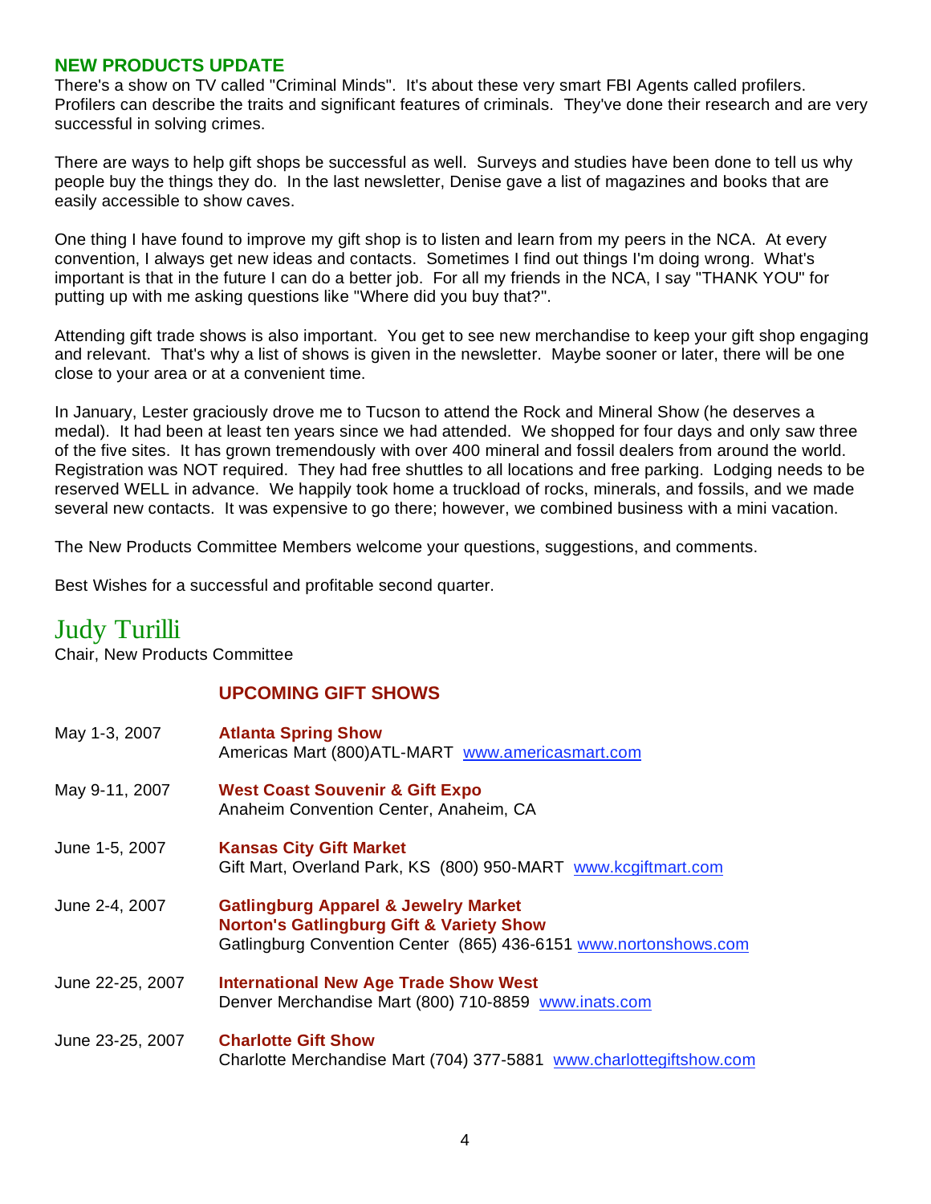## NEW PRODUCTS UPDATE

There's a show on TV called "Criminal Minds". It's about these very smart FBI Agents called profilers. Profilers can describe the traits and significant features of criminals. They've done their research and are very successful in solving crimes.

There are ways to help gift shops be successful as well. Surveys and studies have been done to tell us why people buy the things they do. In the last newsletter, Denise gave a list of magazines and books that are easily accessible to show caves.

One thing I have found to improve my gift shop is to listen and learn from my peers in the NCA. At every convention, I always get new ideas and contacts. Sometimes I find out things I'm doing wrong. What's important is that in the future I can do a better job. For all my friends in the NCA, I say "THANK YOU" for putting up with me asking questions like "Where did you buy that?".

Attending gift trade shows is also important. You get to see new merchandise to keep your gift shop engaging and relevant. That's why a list of shows is given in the newsletter. Maybe sooner or later, there will be one close to your area or at a convenient time.

In January, Lester graciously drove me to Tucson to attend the Rock and Mineral Show (he deserves a medal). It had been at least ten years since we had attended. We shopped for four days and only saw three of the five sites. It has grown tremendously with over 400 mineral and fossil dealers from around the world. Registration was NOT required. They had free shuttles to all locations and free parking. Lodging needs to be reserved WELL in advance. We happily took home a truckload of rocks, minerals, and fossils, and we made several new contacts. It was expensive to go there; however, we combined business with a mini vacation.

The New Products Committee Members welcome your questions, suggestions, and comments.

Best Wishes for a successful and profitable second quarter.

Judy Turilli
Chair, New Products Committee

### UPCOMING GIFT SHOWS

| | |
|---|---|
| May 1-3, 2007 | **Atlanta Spring Show**<br>Americas Mart (800)ATL-MART www.americasmart.com |
| May 9-11, 2007 | **West Coast Souvenir & Gift Expo**<br>Anaheim Convention Center, Anaheim, CA |
| June 1-5, 2007 | **Kansas City Gift Market**<br>Gift Mart, Overland Park, KS (800) 950-MART www.kcgiftmart.com |
| June 2-4, 2007 | **Gatlingburg Apparel & Jewelry Market**<br>**Norton's Gatlingburg Gift & Variety Show**<br>Gatlingburg Convention Center (865) 436-6151 www.nortonshows.com |
| June 22-25, 2007 | **International New Age Trade Show West**<br>Denver Merchandise Mart (800) 710-8859 www.inats.com |
| June 23-25, 2007 | **Charlotte Gift Show**<br>Charlotte Merchandise Mart (704) 377-5881 www.charlottegiftshow.com |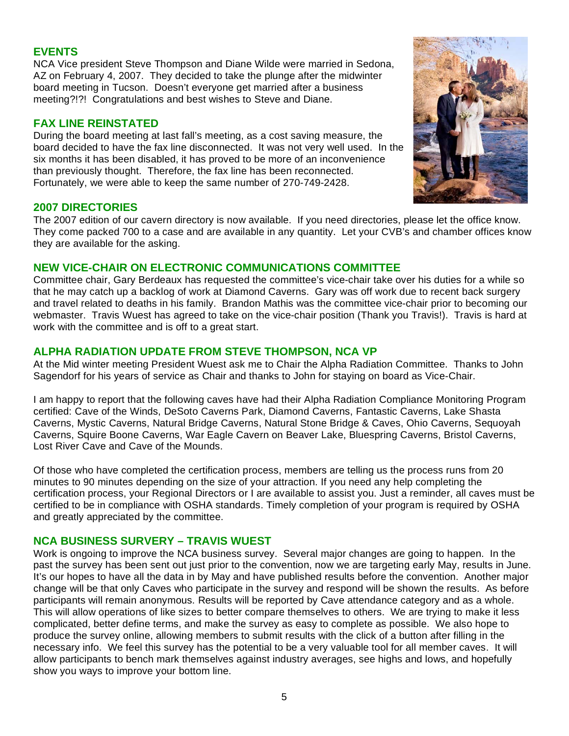## EVENTS

NCA Vice president Steve Thompson and Diane Wilde were married in Sedona, AZ on February 4, 2007. They decided to take the plunge after the midwinter board meeting in Tucson. Doesn't everyone get married after a business meeting?!?! Congratulations and best wishes to Steve and Diane.

## FAX LINE REINSTATED

During the board meeting at last fall's meeting, as a cost saving measure, the board decided to have the fax line disconnected. It was not very well used. In the six months it has been disabled, it has proved to be more of an inconvenience than previously thought. Therefore, the fax line has been reconnected. Fortunately, we were able to keep the same number of 270-749-2428.

## 2007 DIRECTORIES

The 2007 edition of our cavern directory is now available. If you need directories, please let the office know. They come packed 700 to a case and are available in any quantity. Let your CVB's and chamber offices know they are available for the asking.

## NEW VICE-CHAIR ON ELECTRONIC COMMUNICATIONS COMMITTEE

Committee chair, Gary Berdeaux has requested the committee's vice-chair take over his duties for a while so that he may catch up a backlog of work at Diamond Caverns. Gary was off work due to recent back surgery and travel related to deaths in his family. Brandon Mathis was the committee vice-chair prior to becoming our webmaster. Travis Wuest has agreed to take on the vice-chair position (Thank you Travis!). Travis is hard at work with the committee and is off to a great start.

## ALPHA RADIATION UPDATE FROM STEVE THOMPSON, NCA VP

At the Mid winter meeting President Wuest ask me to Chair the Alpha Radiation Committee. Thanks to John Sagendorf for his years of service as Chair and thanks to John for staying on board as Vice-Chair.

I am happy to report that the following caves have had their Alpha Radiation Compliance Monitoring Program certified: Cave of the Winds, DeSoto Caverns Park, Diamond Caverns, Fantastic Caverns, Lake Shasta Caverns, Mystic Caverns, Natural Bridge Caverns, Natural Stone Bridge & Caves, Ohio Caverns, Sequoyah Caverns, Squire Boone Caverns, War Eagle Cavern on Beaver Lake, Bluespring Caverns, Bristol Caverns, Lost River Cave and Cave of the Mounds.

Of those who have completed the certification process, members are telling us the process runs from 20 minutes to 90 minutes depending on the size of your attraction. If you need any help completing the certification process, your Regional Directors or I are available to assist you. Just a reminder, all caves must be certified to be in compliance with OSHA standards. Timely completion of your program is required by OSHA and greatly appreciated by the committee.

## NCA BUSINESS SURVERY – TRAVIS WUEST

Work is ongoing to improve the NCA business survey. Several major changes are going to happen. In the past the survey has been sent out just prior to the convention, now we are targeting early May, results in June. It's our hopes to have all the data in by May and have published results before the convention. Another major change will be that only Caves who participate in the survey and respond will be shown the results. As before participants will remain anonymous. Results will be reported by Cave attendance category and as a whole. This will allow operations of like sizes to better compare themselves to others. We are trying to make it less complicated, better define terms, and make the survey as easy to complete as possible. We also hope to produce the survey online, allowing members to submit results with the click of a button after filling in the necessary info. We feel this survey has the potential to be a very valuable tool for all member caves. It will allow participants to bench mark themselves against industry averages, see highs and lows, and hopefully show you ways to improve your bottom line.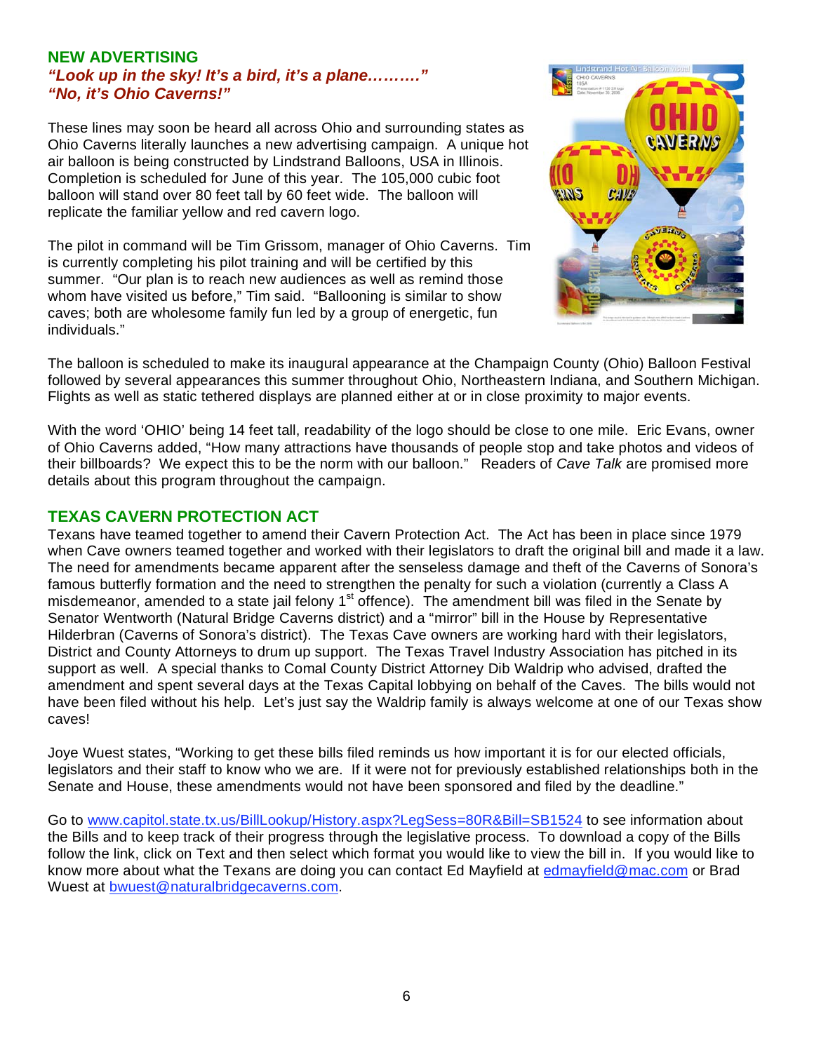## NEW ADVERTISING

***"Look up in the sky! It's a bird, it's a plane………"***
***"No, it's Ohio Caverns!"***

These lines may soon be heard all across Ohio and surrounding states as Ohio Caverns literally launches a new advertising campaign. A unique hot air balloon is being constructed by Lindstrand Balloons, USA in Illinois. Completion is scheduled for June of this year. The 105,000 cubic foot balloon will stand over 80 feet tall by 60 feet wide. The balloon will replicate the familiar yellow and red cavern logo.

The pilot in command will be Tim Grissom, manager of Ohio Caverns. Tim is currently completing his pilot training and will be certified by this summer. "Our plan is to reach new audiences as well as remind those whom have visited us before," Tim said. "Ballooning is similar to show caves; both are wholesome family fun led by a group of energetic, fun individuals."

The balloon is scheduled to make its inaugural appearance at the Champaign County (Ohio) Balloon Festival followed by several appearances this summer throughout Ohio, Northeastern Indiana, and Southern Michigan. Flights as well as static tethered displays are planned either at or in close proximity to major events.

With the word 'OHIO' being 14 feet tall, readability of the logo should be close to one mile. Eric Evans, owner of Ohio Caverns added, "How many attractions have thousands of people stop and take photos and videos of their billboards? We expect this to be the norm with our balloon." Readers of *Cave Talk* are promised more details about this program throughout the campaign.

## TEXAS CAVERN PROTECTION ACT

Texans have teamed together to amend their Cavern Protection Act. The Act has been in place since 1979 when Cave owners teamed together and worked with their legislators to draft the original bill and made it a law. The need for amendments became apparent after the senseless damage and theft of the Caverns of Sonora's famous butterfly formation and the need to strengthen the penalty for such a violation (currently a Class A misdemeanor, amended to a state jail felony 1st offence). The amendment bill was filed in the Senate by Senator Wentworth (Natural Bridge Caverns district) and a "mirror" bill in the House by Representative Hilderbran (Caverns of Sonora's district). The Texas Cave owners are working hard with their legislators, District and County Attorneys to drum up support. The Texas Travel Industry Association has pitched in its support as well. A special thanks to Comal County District Attorney Dib Waldrip who advised, drafted the amendment and spent several days at the Texas Capital lobbying on behalf of the Caves. The bills would not have been filed without his help. Let's just say the Waldrip family is always welcome at one of our Texas show caves!

Joye Wuest states, "Working to get these bills filed reminds us how important it is for our elected officials, legislators and their staff to know who we are. If it were not for previously established relationships both in the Senate and House, these amendments would not have been sponsored and filed by the deadline."

Go to www.capitol.state.tx.us/BillLookup/History.aspx?LegSess=80R&Bill=SB1524 to see information about the Bills and to keep track of their progress through the legislative process. To download a copy of the Bills follow the link, click on Text and then select which format you would like to view the bill in. If you would like to know more about what the Texans are doing you can contact Ed Mayfield at edmayfield@mac.com or Brad Wuest at bwuest@naturalbridgecaverns.com.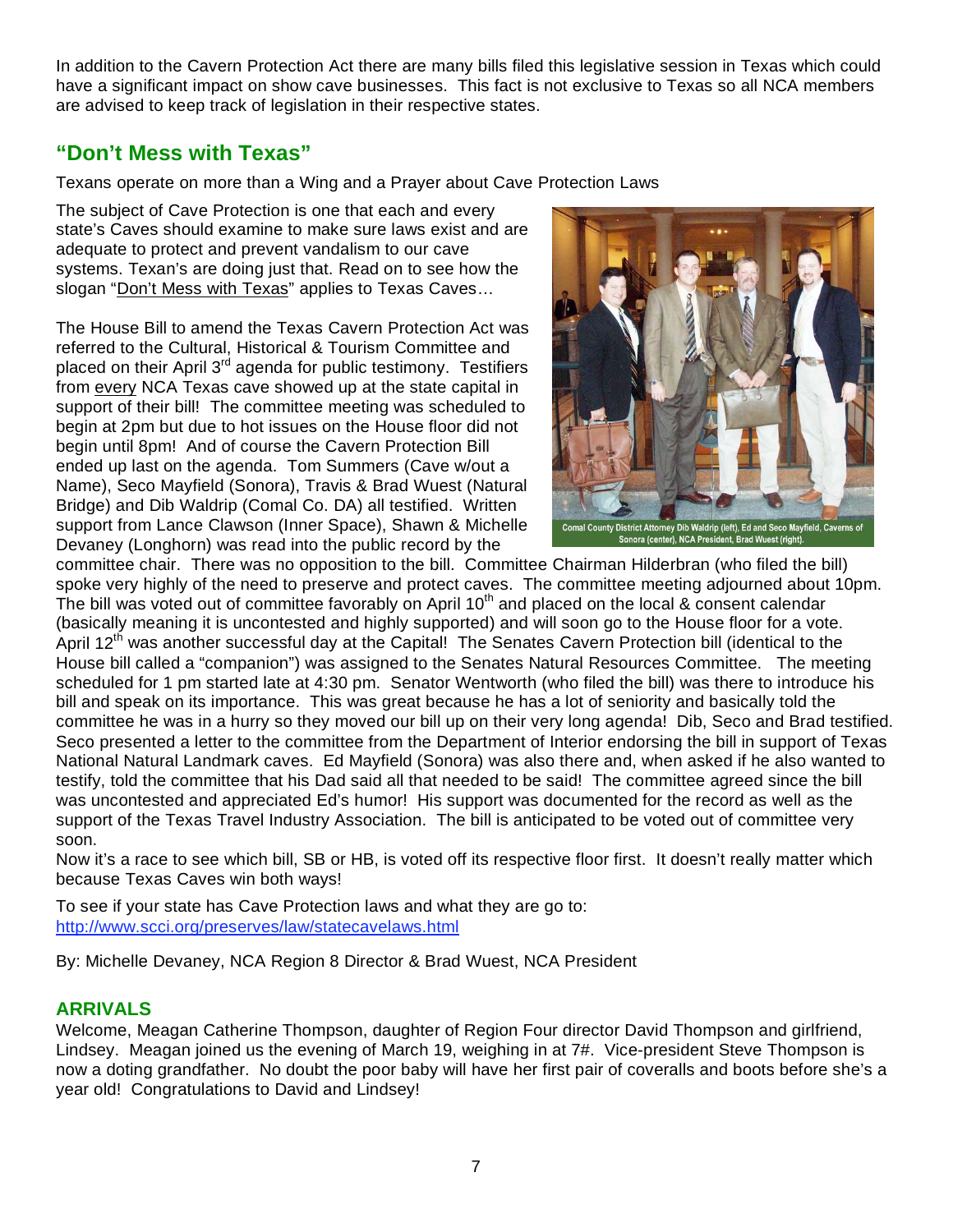In addition to the Cavern Protection Act there are many bills filed this legislative session in Texas which could have a significant impact on show cave businesses. This fact is not exclusive to Texas so all NCA members are advised to keep track of legislation in their respective states.

## "Don't Mess with Texas"

Texans operate on more than a Wing and a Prayer about Cave Protection Laws

The subject of Cave Protection is one that each and every state's Caves should examine to make sure laws exist and are adequate to protect and prevent vandalism to our cave systems. Texan's are doing just that. Read on to see how the slogan "Don't Mess with Texas" applies to Texas Caves…

The House Bill to amend the Texas Cavern Protection Act was referred to the Cultural, Historical & Tourism Committee and placed on their April 3rd agenda for public testimony. Testifiers from every NCA Texas cave showed up at the state capital in support of their bill! The committee meeting was scheduled to begin at 2pm but due to hot issues on the House floor did not begin until 8pm! And of course the Cavern Protection Bill ended up last on the agenda. Tom Summers (Cave w/out a Name), Seco Mayfield (Sonora), Travis & Brad Wuest (Natural Bridge) and Dib Waldrip (Comal Co. DA) all testified. Written support from Lance Clawson (Inner Space), Shawn & Michelle Devaney (Longhorn) was read into the public record by the committee chair. There was no opposition to the bill. Committee Chairman Hilderbran (who filed the bill) spoke very highly of the need to preserve and protect caves. The committee meeting adjourned about 10pm. The bill was voted out of committee favorably on April 10th and placed on the local & consent calendar (basically meaning it is uncontested and highly supported) and will soon go to the House floor for a vote. April 12th was another successful day at the Capital! The Senates Cavern Protection bill (identical to the House bill called a "companion") was assigned to the Senates Natural Resources Committee. The meeting scheduled for 1 pm started late at 4:30 pm. Senator Wentworth (who filed the bill) was there to introduce his bill and speak on its importance. This was great because he has a lot of seniority and basically told the committee he was in a hurry so they moved our bill up on their very long agenda! Dib, Seco and Brad testified. Seco presented a letter to the committee from the Department of Interior endorsing the bill in support of Texas National Natural Landmark caves. Ed Mayfield (Sonora) was also there and, when asked if he also wanted to testify, told the committee that his Dad said all that needed to be said! The committee agreed since the bill was uncontested and appreciated Ed's humor! His support was documented for the record as well as the support of the Texas Travel Industry Association. The bill is anticipated to be voted out of committee very soon.

Comal County District Attorney Dib Waldrip (left), Ed and Seco Mayfield, Caverns of Sonora (center), NCA President, Brad Wuest (right).

Now it's a race to see which bill, SB or HB, is voted off its respective floor first. It doesn't really matter which because Texas Caves win both ways!

To see if your state has Cave Protection laws and what they are go to:
http://www.scci.org/preserves/law/statecavelaws.html

By: Michelle Devaney, NCA Region 8 Director & Brad Wuest, NCA President

## ARRIVALS

Welcome, Meagan Catherine Thompson, daughter of Region Four director David Thompson and girlfriend, Lindsey. Meagan joined us the evening of March 19, weighing in at 7#. Vice-president Steve Thompson is now a doting grandfather. No doubt the poor baby will have her first pair of coveralls and boots before she's a year old! Congratulations to David and Lindsey!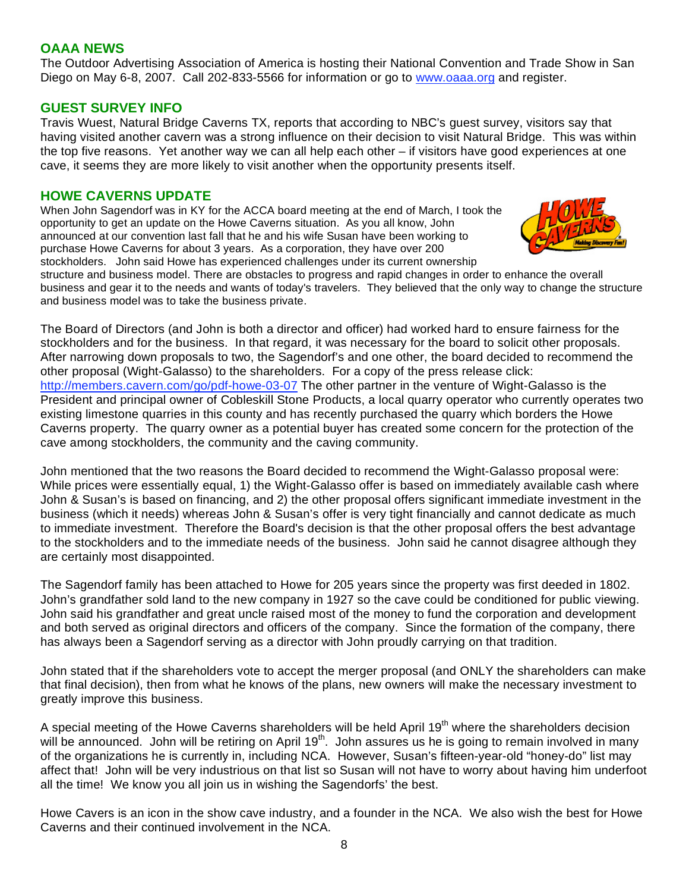## OAAA NEWS

The Outdoor Advertising Association of America is hosting their National Convention and Trade Show in San Diego on May 6-8, 2007. Call 202-833-5566 for information or go to www.oaaa.org and register.

## GUEST SURVEY INFO

Travis Wuest, Natural Bridge Caverns TX, reports that according to NBC's guest survey, visitors say that having visited another cavern was a strong influence on their decision to visit Natural Bridge. This was within the top five reasons. Yet another way we can all help each other – if visitors have good experiences at one cave, it seems they are more likely to visit another when the opportunity presents itself.

## HOWE CAVERNS UPDATE

When John Sagendorf was in KY for the ACCA board meeting at the end of March, I took the opportunity to get an update on the Howe Caverns situation. As you all know, John announced at our convention last fall that he and his wife Susan have been working to purchase Howe Caverns for about 3 years. As a corporation, they have over 200 stockholders. John said Howe has experienced challenges under its current ownership structure and business model. There are obstacles to progress and rapid changes in order to enhance the overall business and gear it to the needs and wants of today's travelers. They believed that the only way to change the structure and business model was to take the business private.

The Board of Directors (and John is both a director and officer) had worked hard to ensure fairness for the stockholders and for the business. In that regard, it was necessary for the board to solicit other proposals. After narrowing down proposals to two, the Sagendorf's and one other, the board decided to recommend the other proposal (Wight-Galasso) to the shareholders. For a copy of the press release click: http://members.cavern.com/go/pdf-howe-03-07 The other partner in the venture of Wight-Galasso is the President and principal owner of Cobleskill Stone Products, a local quarry operator who currently operates two existing limestone quarries in this county and has recently purchased the quarry which borders the Howe Caverns property. The quarry owner as a potential buyer has created some concern for the protection of the cave among stockholders, the community and the caving community.

John mentioned that the two reasons the Board decided to recommend the Wight-Galasso proposal were: While prices were essentially equal, 1) the Wight-Galasso offer is based on immediately available cash where John & Susan's is based on financing, and 2) the other proposal offers significant immediate investment in the business (which it needs) whereas John & Susan's offer is very tight financially and cannot dedicate as much to immediate investment. Therefore the Board's decision is that the other proposal offers the best advantage to the stockholders and to the immediate needs of the business. John said he cannot disagree although they are certainly most disappointed.

The Sagendorf family has been attached to Howe for 205 years since the property was first deeded in 1802. John's grandfather sold land to the new company in 1927 so the cave could be conditioned for public viewing. John said his grandfather and great uncle raised most of the money to fund the corporation and development and both served as original directors and officers of the company. Since the formation of the company, there has always been a Sagendorf serving as a director with John proudly carrying on that tradition.

John stated that if the shareholders vote to accept the merger proposal (and ONLY the shareholders can make that final decision), then from what he knows of the plans, new owners will make the necessary investment to greatly improve this business.

A special meeting of the Howe Caverns shareholders will be held April 19th where the shareholders decision will be announced. John will be retiring on April 19th. John assures us he is going to remain involved in many of the organizations he is currently in, including NCA. However, Susan's fifteen-year-old "honey-do" list may affect that! John will be very industrious on that list so Susan will not have to worry about having him underfoot all the time! We know you all join us in wishing the Sagendorfs' the best.

Howe Cavers is an icon in the show cave industry, and a founder in the NCA. We also wish the best for Howe Caverns and their continued involvement in the NCA.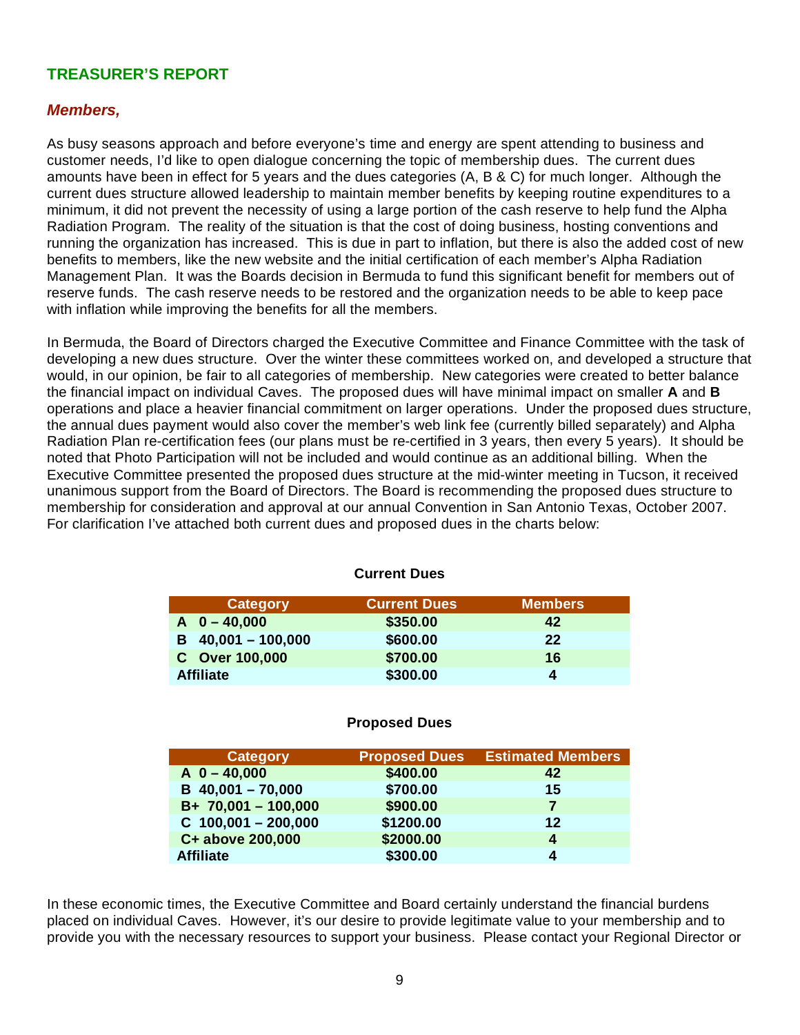## TREASURER'S REPORT

### *Members,*

As busy seasons approach and before everyone's time and energy are spent attending to business and customer needs, I'd like to open dialogue concerning the topic of membership dues. The current dues amounts have been in effect for 5 years and the dues categories (A, B & C) for much longer. Although the current dues structure allowed leadership to maintain member benefits by keeping routine expenditures to a minimum, it did not prevent the necessity of using a large portion of the cash reserve to help fund the Alpha Radiation Program. The reality of the situation is that the cost of doing business, hosting conventions and running the organization has increased. This is due in part to inflation, but there is also the added cost of new benefits to members, like the new website and the initial certification of each member's Alpha Radiation Management Plan. It was the Boards decision in Bermuda to fund this significant benefit for members out of reserve funds. The cash reserve needs to be restored and the organization needs to be able to keep pace with inflation while improving the benefits for all the members.

In Bermuda, the Board of Directors charged the Executive Committee and Finance Committee with the task of developing a new dues structure. Over the winter these committees worked on, and developed a structure that would, in our opinion, be fair to all categories of membership. New categories were created to better balance the financial impact on individual Caves. The proposed dues will have minimal impact on smaller **A** and **B** operations and place a heavier financial commitment on larger operations. Under the proposed dues structure, the annual dues payment would also cover the member's web link fee (currently billed separately) and Alpha Radiation Plan re-certification fees (our plans must be re-certified in 3 years, then every 5 years). It should be noted that Photo Participation will not be included and would continue as an additional billing. When the Executive Committee presented the proposed dues structure at the mid-winter meeting in Tucson, it received unanimous support from the Board of Directors. The Board is recommending the proposed dues structure to membership for consideration and approval at our annual Convention in San Antonio Texas, October 2007. For clarification I've attached both current dues and proposed dues in the charts below:

**Current Dues**

| Category | Current Dues | Members |
|---|---|---|
| A 0 – 40,000 | $350.00 | 42 |
| B 40,001 – 100,000 | $600.00 | 22 |
| C Over 100,000 | $700.00 | 16 |
| Affiliate | $300.00 | 4 |

**Proposed Dues**

| Category | Proposed Dues | Estimated Members |
|---|---|---|
| A 0 – 40,000 | $400.00 | 42 |
| B 40,001 – 70,000 | $700.00 | 15 |
| B+ 70,001 – 100,000 | $900.00 | 7 |
| C 100,001 – 200,000 | $1200.00 | 12 |
| C+ above 200,000 | $2000.00 | 4 |
| Affiliate | $300.00 | 4 |

In these economic times, the Executive Committee and Board certainly understand the financial burdens placed on individual Caves. However, it's our desire to provide legitimate value to your membership and to provide you with the necessary resources to support your business. Please contact your Regional Director or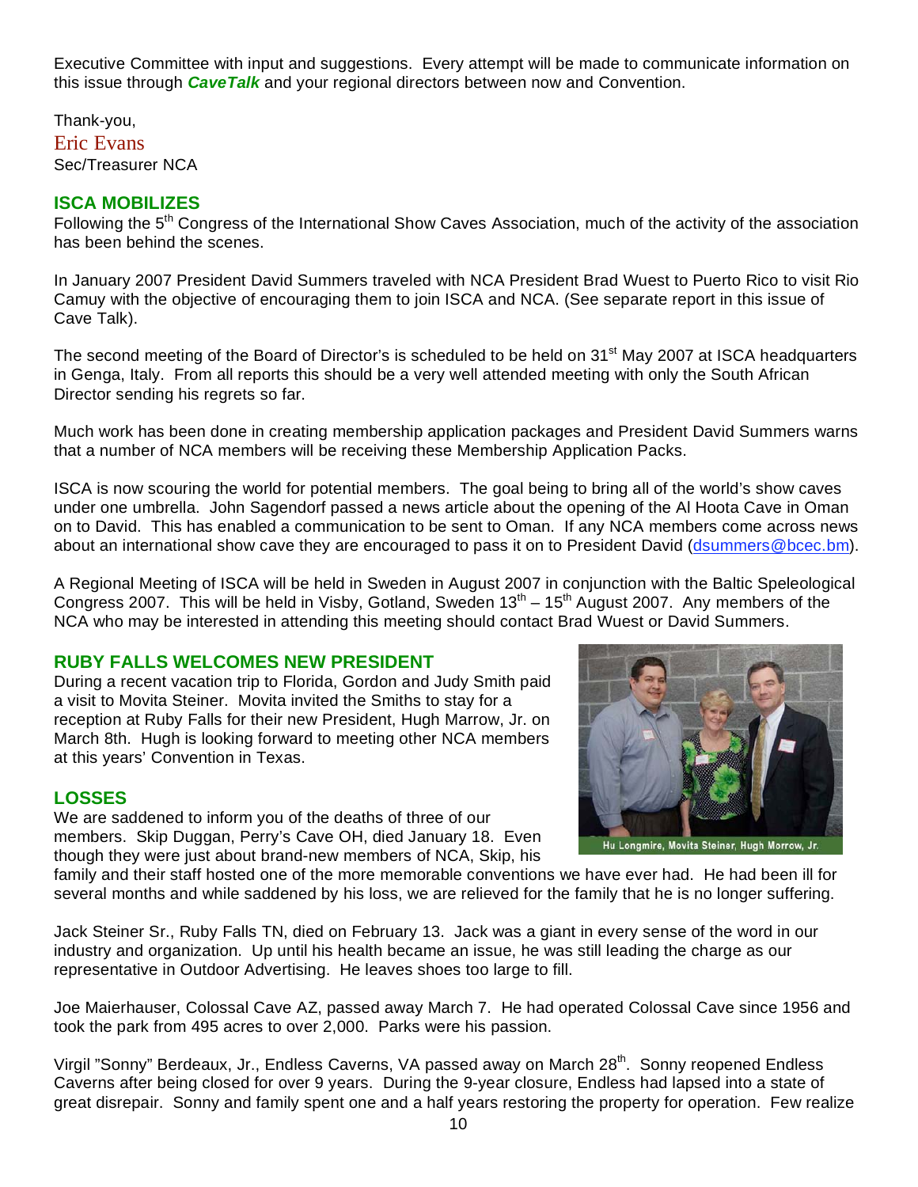Executive Committee with input and suggestions. Every attempt will be made to communicate information on this issue through ***CaveTalk*** and your regional directors between now and Convention.

Thank-you,
Eric Evans
Sec/Treasurer NCA

## ISCA MOBILIZES

Following the 5th Congress of the International Show Caves Association, much of the activity of the association has been behind the scenes.

In January 2007 President David Summers traveled with NCA President Brad Wuest to Puerto Rico to visit Rio Camuy with the objective of encouraging them to join ISCA and NCA. (See separate report in this issue of Cave Talk).

The second meeting of the Board of Director's is scheduled to be held on 31st May 2007 at ISCA headquarters in Genga, Italy. From all reports this should be a very well attended meeting with only the South African Director sending his regrets so far.

Much work has been done in creating membership application packages and President David Summers warns that a number of NCA members will be receiving these Membership Application Packs.

ISCA is now scouring the world for potential members. The goal being to bring all of the world's show caves under one umbrella. John Sagendorf passed a news article about the opening of the Al Hoota Cave in Oman on to David. This has enabled a communication to be sent to Oman. If any NCA members come across news about an international show cave they are encouraged to pass it on to President David (dsummers@bcec.bm).

A Regional Meeting of ISCA will be held in Sweden in August 2007 in conjunction with the Baltic Speleological Congress 2007. This will be held in Visby, Gotland, Sweden 13th – 15th August 2007. Any members of the NCA who may be interested in attending this meeting should contact Brad Wuest or David Summers.

## RUBY FALLS WELCOMES NEW PRESIDENT

During a recent vacation trip to Florida, Gordon and Judy Smith paid a visit to Movita Steiner. Movita invited the Smiths to stay for a reception at Ruby Falls for their new President, Hugh Marrow, Jr. on March 8th. Hugh is looking forward to meeting other NCA members at this years' Convention in Texas.

Hu Longmire, Movita Steiner, Hugh Morrow, Jr.

## LOSSES

We are saddened to inform you of the deaths of three of our members. Skip Duggan, Perry's Cave OH, died January 18. Even though they were just about brand-new members of NCA, Skip, his family and their staff hosted one of the more memorable conventions we have ever had. He had been ill for several months and while saddened by his loss, we are relieved for the family that he is no longer suffering.

Jack Steiner Sr., Ruby Falls TN, died on February 13. Jack was a giant in every sense of the word in our industry and organization. Up until his health became an issue, he was still leading the charge as our representative in Outdoor Advertising. He leaves shoes too large to fill.

Joe Maierhauser, Colossal Cave AZ, passed away March 7. He had operated Colossal Cave since 1956 and took the park from 495 acres to over 2,000. Parks were his passion.

Virgil "Sonny" Berdeaux, Jr., Endless Caverns, VA passed away on March 28th. Sonny reopened Endless Caverns after being closed for over 9 years. During the 9-year closure, Endless had lapsed into a state of great disrepair. Sonny and family spent one and a half years restoring the property for operation. Few realize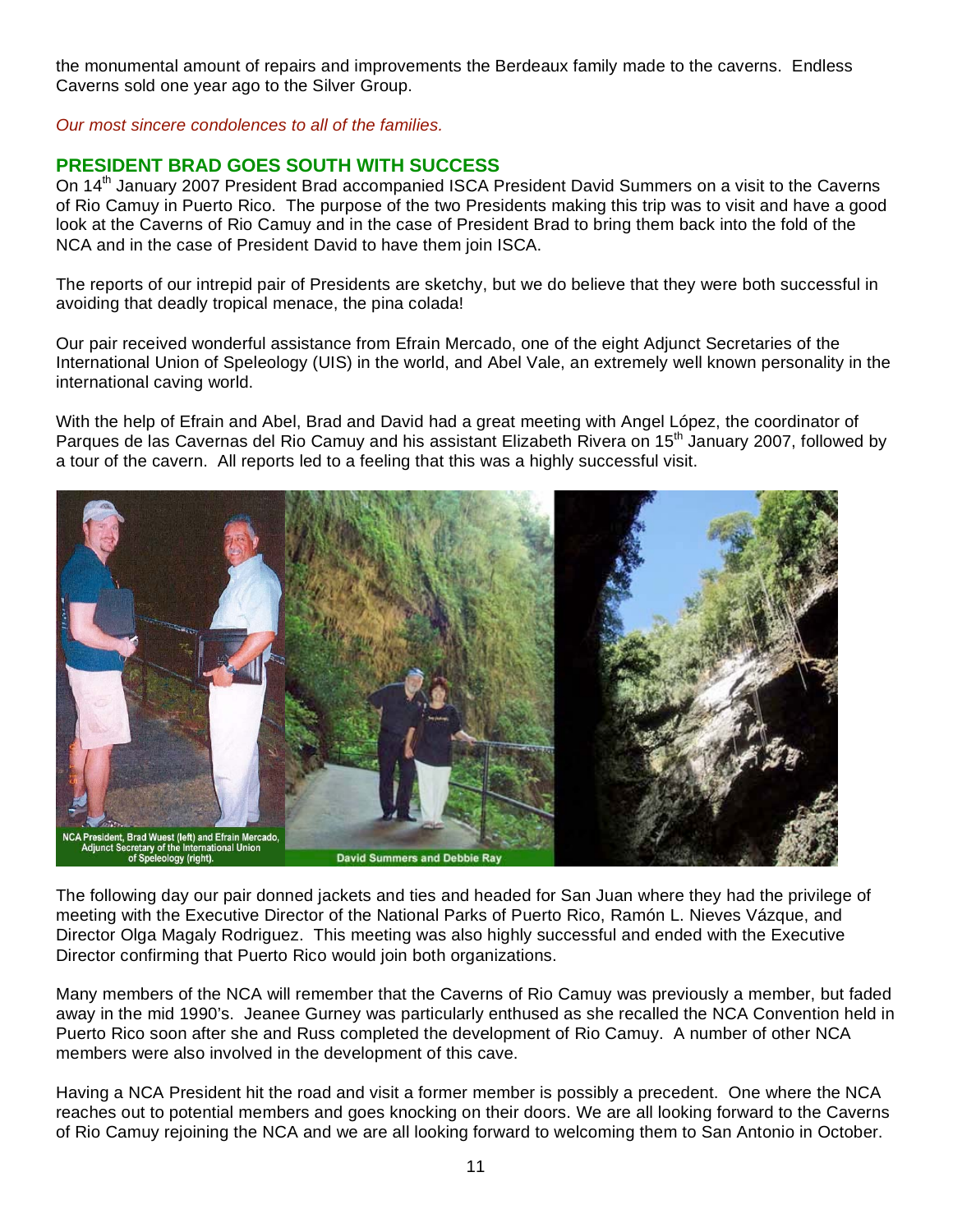the monumental amount of repairs and improvements the Berdeaux family made to the caverns. Endless Caverns sold one year ago to the Silver Group.

*Our most sincere condolences to all of the families.*

## PRESIDENT BRAD GOES SOUTH WITH SUCCESS

On 14th January 2007 President Brad accompanied ISCA President David Summers on a visit to the Caverns of Rio Camuy in Puerto Rico. The purpose of the two Presidents making this trip was to visit and have a good look at the Caverns of Rio Camuy and in the case of President Brad to bring them back into the fold of the NCA and in the case of President David to have them join ISCA.

The reports of our intrepid pair of Presidents are sketchy, but we do believe that they were both successful in avoiding that deadly tropical menace, the pina colada!

Our pair received wonderful assistance from Efrain Mercado, one of the eight Adjunct Secretaries of the International Union of Speleology (UIS) in the world, and Abel Vale, an extremely well known personality in the international caving world.

With the help of Efrain and Abel, Brad and David had a great meeting with Angel López, the coordinator of Parques de las Cavernas del Rio Camuy and his assistant Elizabeth Rivera on 15th January 2007, followed by a tour of the cavern. All reports led to a feeling that this was a highly successful visit.

NCA President, Brad Wuest (left) and Efrain Mercado, Adjunct Secretary of the International Union of Speleology (right).

David Summers and Debbie Ray

The following day our pair donned jackets and ties and headed for San Juan where they had the privilege of meeting with the Executive Director of the National Parks of Puerto Rico, Ramón L. Nieves Vázque, and Director Olga Magaly Rodriguez. This meeting was also highly successful and ended with the Executive Director confirming that Puerto Rico would join both organizations.

Many members of the NCA will remember that the Caverns of Rio Camuy was previously a member, but faded away in the mid 1990's. Jeanee Gurney was particularly enthused as she recalled the NCA Convention held in Puerto Rico soon after she and Russ completed the development of Rio Camuy. A number of other NCA members were also involved in the development of this cave.

Having a NCA President hit the road and visit a former member is possibly a precedent. One where the NCA reaches out to potential members and goes knocking on their doors. We are all looking forward to the Caverns of Rio Camuy rejoining the NCA and we are all looking forward to welcoming them to San Antonio in October.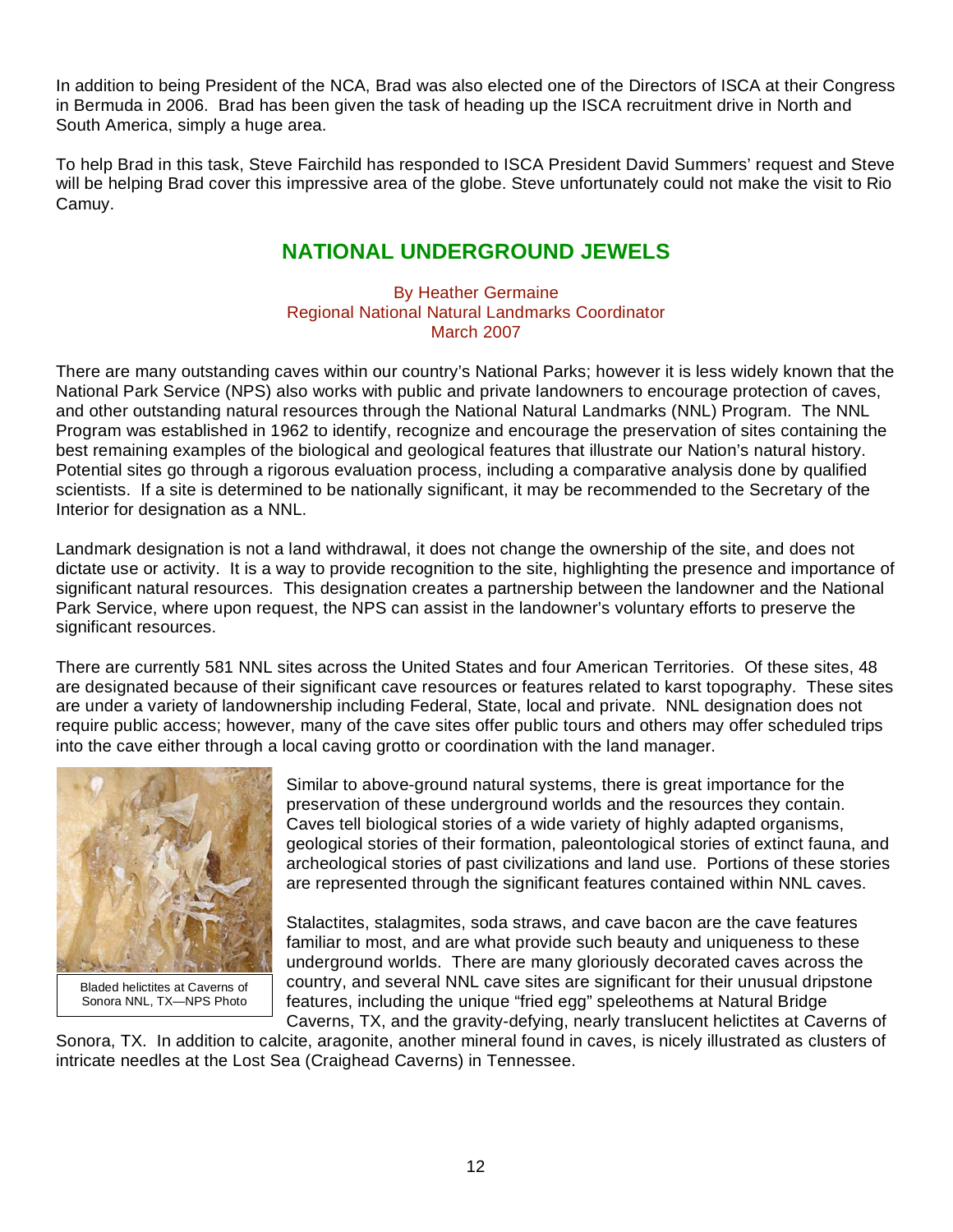In addition to being President of the NCA, Brad was also elected one of the Directors of ISCA at their Congress in Bermuda in 2006. Brad has been given the task of heading up the ISCA recruitment drive in North and South America, simply a huge area.

To help Brad in this task, Steve Fairchild has responded to ISCA President David Summers' request and Steve will be helping Brad cover this impressive area of the globe. Steve unfortunately could not make the visit to Rio Camuy.

## NATIONAL UNDERGROUND JEWELS

By Heather Germaine
Regional National Natural Landmarks Coordinator
March 2007

There are many outstanding caves within our country's National Parks; however it is less widely known that the National Park Service (NPS) also works with public and private landowners to encourage protection of caves, and other outstanding natural resources through the National Natural Landmarks (NNL) Program. The NNL Program was established in 1962 to identify, recognize and encourage the preservation of sites containing the best remaining examples of the biological and geological features that illustrate our Nation's natural history. Potential sites go through a rigorous evaluation process, including a comparative analysis done by qualified scientists. If a site is determined to be nationally significant, it may be recommended to the Secretary of the Interior for designation as a NNL.

Landmark designation is not a land withdrawal, it does not change the ownership of the site, and does not dictate use or activity. It is a way to provide recognition to the site, highlighting the presence and importance of significant natural resources. This designation creates a partnership between the landowner and the National Park Service, where upon request, the NPS can assist in the landowner's voluntary efforts to preserve the significant resources.

There are currently 581 NNL sites across the United States and four American Territories. Of these sites, 48 are designated because of their significant cave resources or features related to karst topography. These sites are under a variety of landownership including Federal, State, local and private. NNL designation does not require public access; however, many of the cave sites offer public tours and others may offer scheduled trips into the cave either through a local caving grotto or coordination with the land manager.

Bladed helictites at Caverns of Sonora NNL, TX—NPS Photo

Similar to above-ground natural systems, there is great importance for the preservation of these underground worlds and the resources they contain. Caves tell biological stories of a wide variety of highly adapted organisms, geological stories of their formation, paleontological stories of extinct fauna, and archeological stories of past civilizations and land use. Portions of these stories are represented through the significant features contained within NNL caves.

Stalactites, stalagmites, soda straws, and cave bacon are the cave features familiar to most, and are what provide such beauty and uniqueness to these underground worlds. There are many gloriously decorated caves across the country, and several NNL cave sites are significant for their unusual dripstone features, including the unique "fried egg" speleothems at Natural Bridge Caverns, TX, and the gravity-defying, nearly translucent helictites at Caverns of Sonora, TX. In addition to calcite, aragonite, another mineral found in caves, is nicely illustrated as clusters of intricate needles at the Lost Sea (Craighead Caverns) in Tennessee.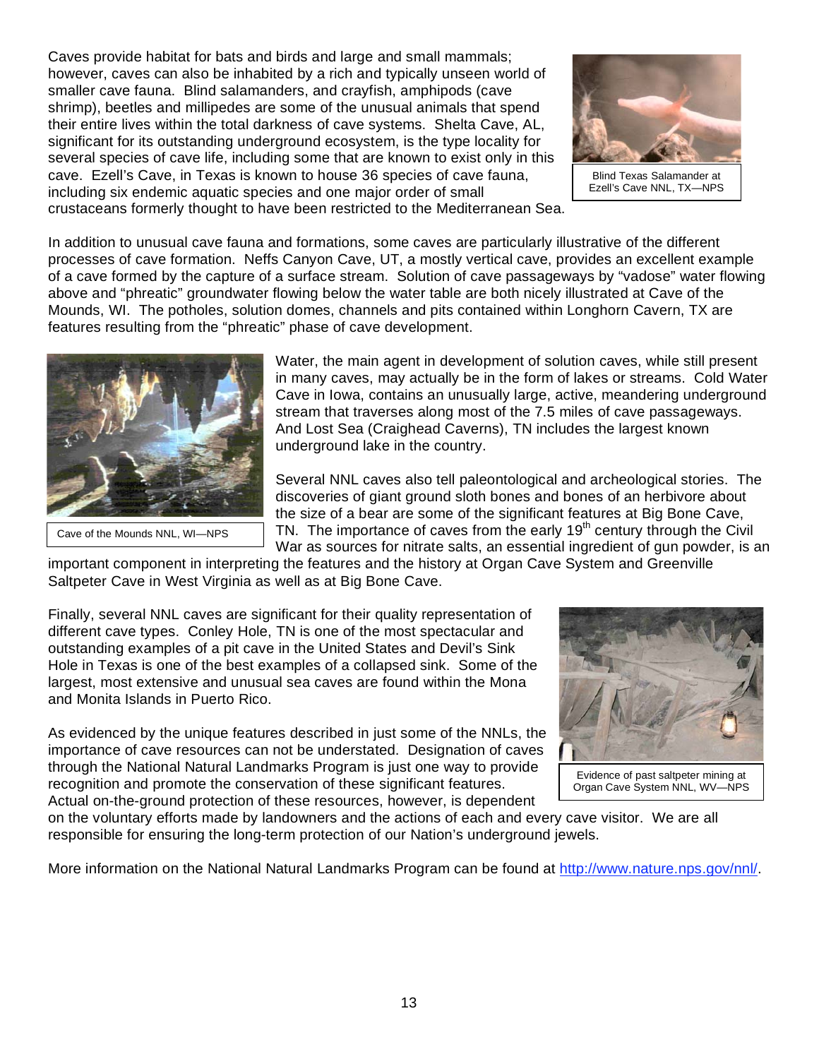Caves provide habitat for bats and birds and large and small mammals; however, caves can also be inhabited by a rich and typically unseen world of smaller cave fauna. Blind salamanders, and crayfish, amphipods (cave shrimp), beetles and millipedes are some of the unusual animals that spend their entire lives within the total darkness of cave systems. Shelta Cave, AL, significant for its outstanding underground ecosystem, is the type locality for several species of cave life, including some that are known to exist only in this cave. Ezell's Cave, in Texas is known to house 36 species of cave fauna, including six endemic aquatic species and one major order of small crustaceans formerly thought to have been restricted to the Mediterranean Sea.

Blind Texas Salamander at Ezell's Cave NNL, TX—NPS

In addition to unusual cave fauna and formations, some caves are particularly illustrative of the different processes of cave formation. Neffs Canyon Cave, UT, a mostly vertical cave, provides an excellent example of a cave formed by the capture of a surface stream. Solution of cave passageways by "vadose" water flowing above and "phreatic" groundwater flowing below the water table are both nicely illustrated at Cave of the Mounds, WI. The potholes, solution domes, channels and pits contained within Longhorn Cavern, TX are features resulting from the "phreatic" phase of cave development.

Cave of the Mounds NNL, WI—NPS

Water, the main agent in development of solution caves, while still present in many caves, may actually be in the form of lakes or streams. Cold Water Cave in Iowa, contains an unusually large, active, meandering underground stream that traverses along most of the 7.5 miles of cave passageways. And Lost Sea (Craighead Caverns), TN includes the largest known underground lake in the country.

Several NNL caves also tell paleontological and archeological stories. The discoveries of giant ground sloth bones and bones of an herbivore about the size of a bear are some of the significant features at Big Bone Cave, TN. The importance of caves from the early 19th century through the Civil War as sources for nitrate salts, an essential ingredient of gun powder, is an important component in interpreting the features and the history at Organ Cave System and Greenville Saltpeter Cave in West Virginia as well as at Big Bone Cave.

Finally, several NNL caves are significant for their quality representation of different cave types. Conley Hole, TN is one of the most spectacular and outstanding examples of a pit cave in the United States and Devil's Sink Hole in Texas is one of the best examples of a collapsed sink. Some of the largest, most extensive and unusual sea caves are found within the Mona and Monita Islands in Puerto Rico.

As evidenced by the unique features described in just some of the NNLs, the importance of cave resources can not be understated. Designation of caves through the National Natural Landmarks Program is just one way to provide recognition and promote the conservation of these significant features. Actual on-the-ground protection of these resources, however, is dependent on the voluntary efforts made by landowners and the actions of each and every cave visitor. We are all responsible for ensuring the long-term protection of our Nation's underground jewels.

Evidence of past saltpeter mining at Organ Cave System NNL, WV—NPS

More information on the National Natural Landmarks Program can be found at http://www.nature.nps.gov/nnl/.